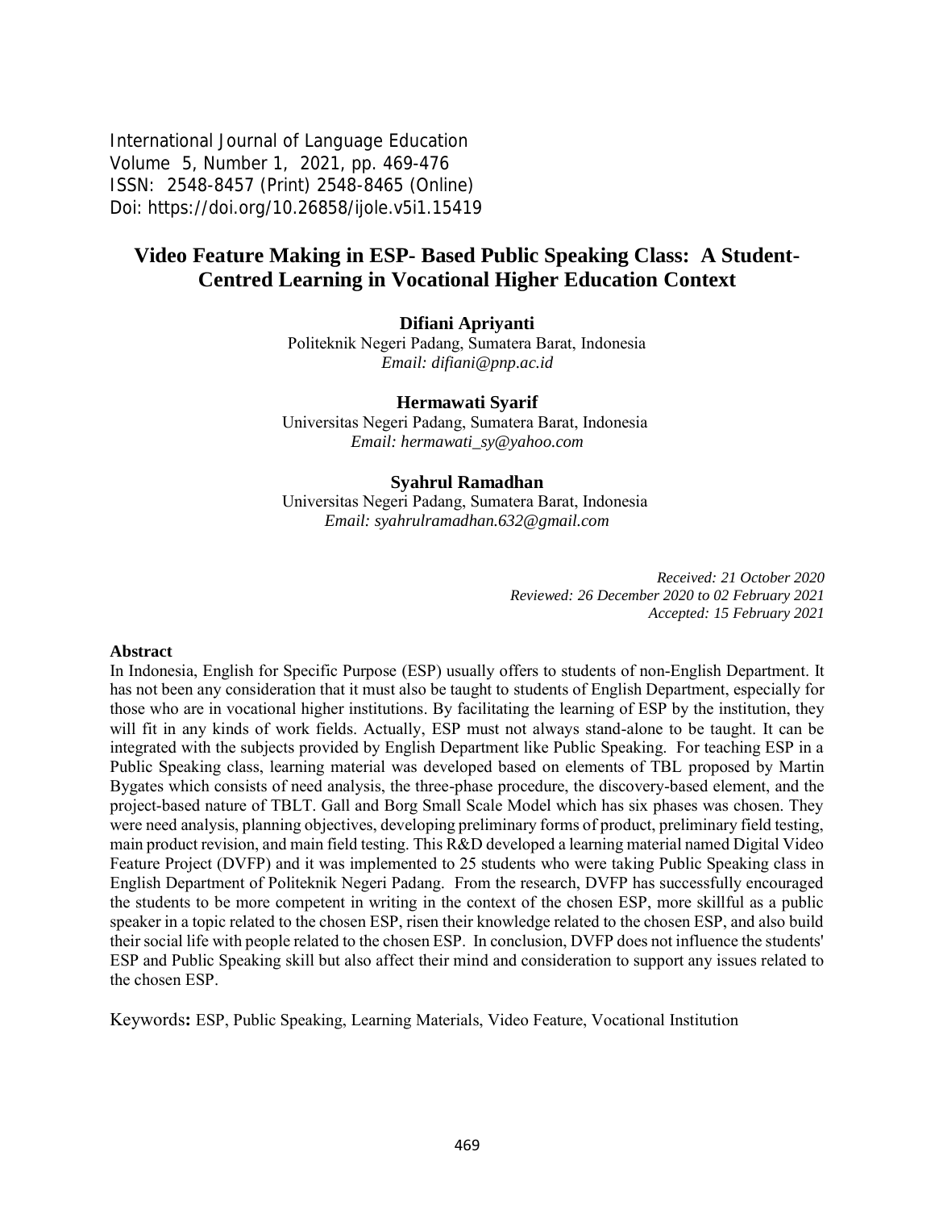International Journal of Language Education
Volume 5, Number 1, 2021, pp. 469-476
ISSN: 2548-8457 (Print) 2548-8465 (Online)
Doi: https://doi.org/10.26858/ijole.v5i1.15419

# Video Feature Making in ESP- Based Public Speaking Class: A Student-Centred Learning in Vocational Higher Education Context

**Difiani Apriyanti**
Politeknik Negeri Padang, Sumatera Barat, Indonesia
*Email: difiani@pnp.ac.id*

**Hermawati Syarif**
Universitas Negeri Padang, Sumatera Barat, Indonesia
*Email: hermawati_sy@yahoo.com*

**Syahrul Ramadhan**
Universitas Negeri Padang, Sumatera Barat, Indonesia
*Email: syahrulramadhan.632@gmail.com*

*Received: 21 October 2020*
*Reviewed: 26 December 2020 to 02 February 2021*
*Accepted: 15 February 2021*

## Abstract

In Indonesia, English for Specific Purpose (ESP) usually offers to students of non-English Department. It has not been any consideration that it must also be taught to students of English Department, especially for those who are in vocational higher institutions. By facilitating the learning of ESP by the institution, they will fit in any kinds of work fields. Actually, ESP must not always stand-alone to be taught. It can be integrated with the subjects provided by English Department like Public Speaking. For teaching ESP in a Public Speaking class, learning material was developed based on elements of TBL proposed by Martin Bygates which consists of need analysis, the three-phase procedure, the discovery-based element, and the project-based nature of TBLT. Gall and Borg Small Scale Model which has six phases was chosen. They were need analysis, planning objectives, developing preliminary forms of product, preliminary field testing, main product revision, and main field testing. This R&D developed a learning material named Digital Video Feature Project (DVFP) and it was implemented to 25 students who were taking Public Speaking class in English Department of Politeknik Negeri Padang. From the research, DVFP has successfully encouraged the students to be more competent in writing in the context of the chosen ESP, more skillful as a public speaker in a topic related to the chosen ESP, risen their knowledge related to the chosen ESP, and also build their social life with people related to the chosen ESP. In conclusion, DVFP does not influence the students' ESP and Public Speaking skill but also affect their mind and consideration to support any issues related to the chosen ESP.

Keywords**:** ESP, Public Speaking, Learning Materials, Video Feature, Vocational Institution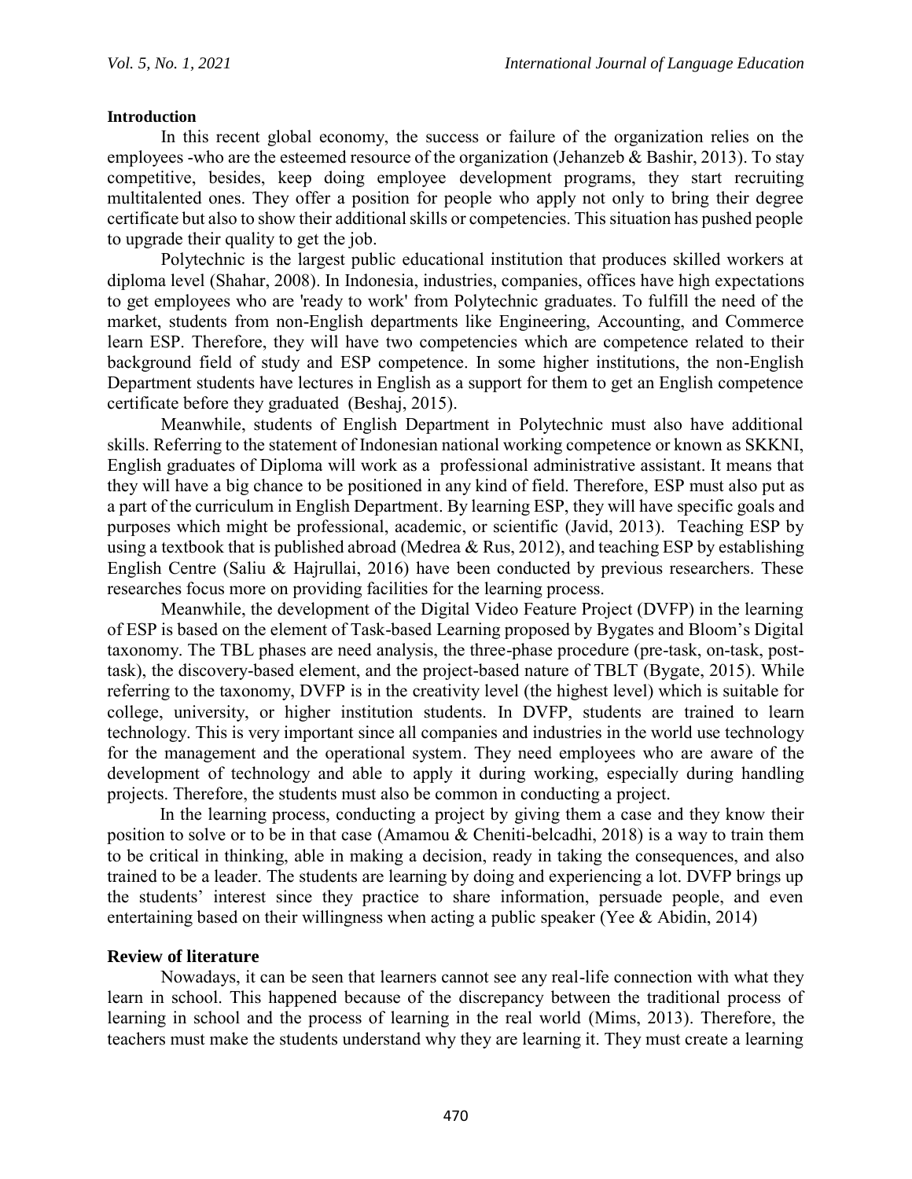## Introduction

In this recent global economy, the success or failure of the organization relies on the employees -who are the esteemed resource of the organization (Jehanzeb & Bashir, 2013). To stay competitive, besides, keep doing employee development programs, they start recruiting multitalented ones. They offer a position for people who apply not only to bring their degree certificate but also to show their additional skills or competencies. This situation has pushed people to upgrade their quality to get the job.

Polytechnic is the largest public educational institution that produces skilled workers at diploma level (Shahar, 2008). In Indonesia, industries, companies, offices have high expectations to get employees who are 'ready to work' from Polytechnic graduates. To fulfill the need of the market, students from non-English departments like Engineering, Accounting, and Commerce learn ESP. Therefore, they will have two competencies which are competence related to their background field of study and ESP competence. In some higher institutions, the non-English Department students have lectures in English as a support for them to get an English competence certificate before they graduated (Beshaj, 2015).

Meanwhile, students of English Department in Polytechnic must also have additional skills. Referring to the statement of Indonesian national working competence or known as SKKNI, English graduates of Diploma will work as a professional administrative assistant. It means that they will have a big chance to be positioned in any kind of field. Therefore, ESP must also put as a part of the curriculum in English Department. By learning ESP, they will have specific goals and purposes which might be professional, academic, or scientific (Javid, 2013). Teaching ESP by using a textbook that is published abroad (Medrea & Rus, 2012), and teaching ESP by establishing English Centre (Saliu & Hajrullai, 2016) have been conducted by previous researchers. These researches focus more on providing facilities for the learning process.

Meanwhile, the development of the Digital Video Feature Project (DVFP) in the learning of ESP is based on the element of Task-based Learning proposed by Bygates and Bloom's Digital taxonomy. The TBL phases are need analysis, the three-phase procedure (pre-task, on-task, post-task), the discovery-based element, and the project-based nature of TBLT (Bygate, 2015). While referring to the taxonomy, DVFP is in the creativity level (the highest level) which is suitable for college, university, or higher institution students. In DVFP, students are trained to learn technology. This is very important since all companies and industries in the world use technology for the management and the operational system. They need employees who are aware of the development of technology and able to apply it during working, especially during handling projects. Therefore, the students must also be common in conducting a project.

In the learning process, conducting a project by giving them a case and they know their position to solve or to be in that case (Amamou & Cheniti-belcadhi, 2018) is a way to train them to be critical in thinking, able in making a decision, ready in taking the consequences, and also trained to be a leader. The students are learning by doing and experiencing a lot. DVFP brings up the students' interest since they practice to share information, persuade people, and even entertaining based on their willingness when acting a public speaker (Yee & Abidin, 2014)

## Review of literature

Nowadays, it can be seen that learners cannot see any real-life connection with what they learn in school. This happened because of the discrepancy between the traditional process of learning in school and the process of learning in the real world (Mims, 2013). Therefore, the teachers must make the students understand why they are learning it. They must create a learning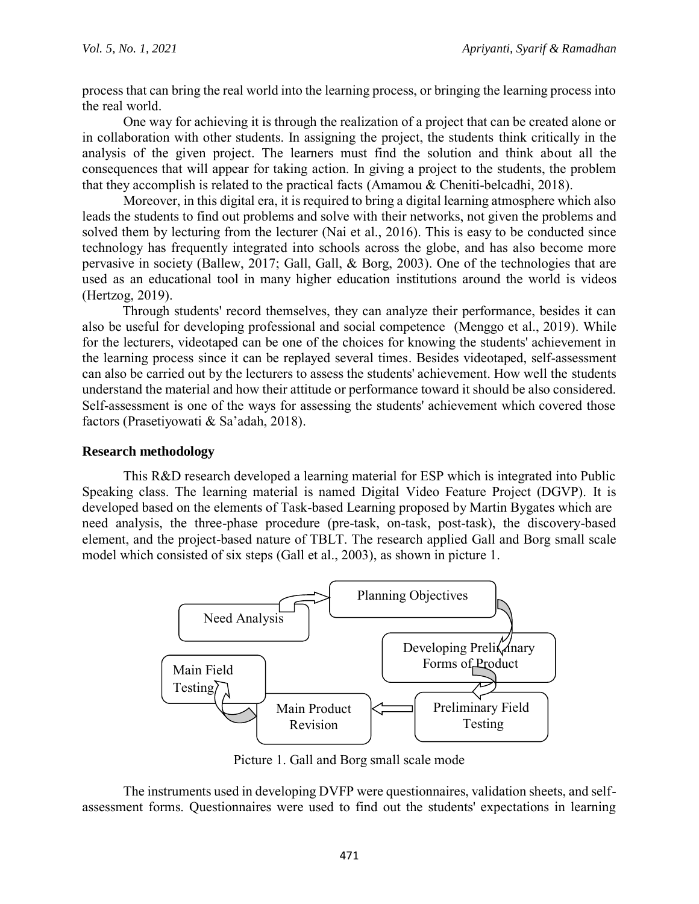process that can bring the real world into the learning process, or bringing the learning process into the real world.

One way for achieving it is through the realization of a project that can be created alone or in collaboration with other students. In assigning the project, the students think critically in the analysis of the given project. The learners must find the solution and think about all the consequences that will appear for taking action. In giving a project to the students, the problem that they accomplish is related to the practical facts (Amamou & Cheniti-belcadhi, 2018).

Moreover, in this digital era, it is required to bring a digital learning atmosphere which also leads the students to find out problems and solve with their networks, not given the problems and solved them by lecturing from the lecturer (Nai et al., 2016). This is easy to be conducted since technology has frequently integrated into schools across the globe, and has also become more pervasive in society (Ballew, 2017; Gall, Gall, & Borg, 2003). One of the technologies that are used as an educational tool in many higher education institutions around the world is videos (Hertzog, 2019).

Through students' record themselves, they can analyze their performance, besides it can also be useful for developing professional and social competence (Menggo et al., 2019). While for the lecturers, videotaped can be one of the choices for knowing the students' achievement in the learning process since it can be replayed several times. Besides videotaped, self-assessment can also be carried out by the lecturers to assess the students' achievement. How well the students understand the material and how their attitude or performance toward it should be also considered. Self-assessment is one of the ways for assessing the students' achievement which covered those factors (Prasetiyowati & Sa'adah, 2018).

## Research methodology

This R&D research developed a learning material for ESP which is integrated into Public Speaking class. The learning material is named Digital Video Feature Project (DGVP). It is developed based on the elements of Task-based Learning proposed by Martin Bygates which are need analysis, the three-phase procedure (pre-task, on-task, post-task), the discovery-based element, and the project-based nature of TBLT. The research applied Gall and Borg small scale model which consisted of six steps (Gall et al., 2003), as shown in picture 1.

Need Analysis → Planning Objectives → Developing Preliminary Forms of Product → Preliminary Field Testing → Main Product Revision → Main Field Testing

Picture 1. Gall and Borg small scale mode

The instruments used in developing DVFP were questionnaires, validation sheets, and self-assessment forms. Questionnaires were used to find out the students' expectations in learning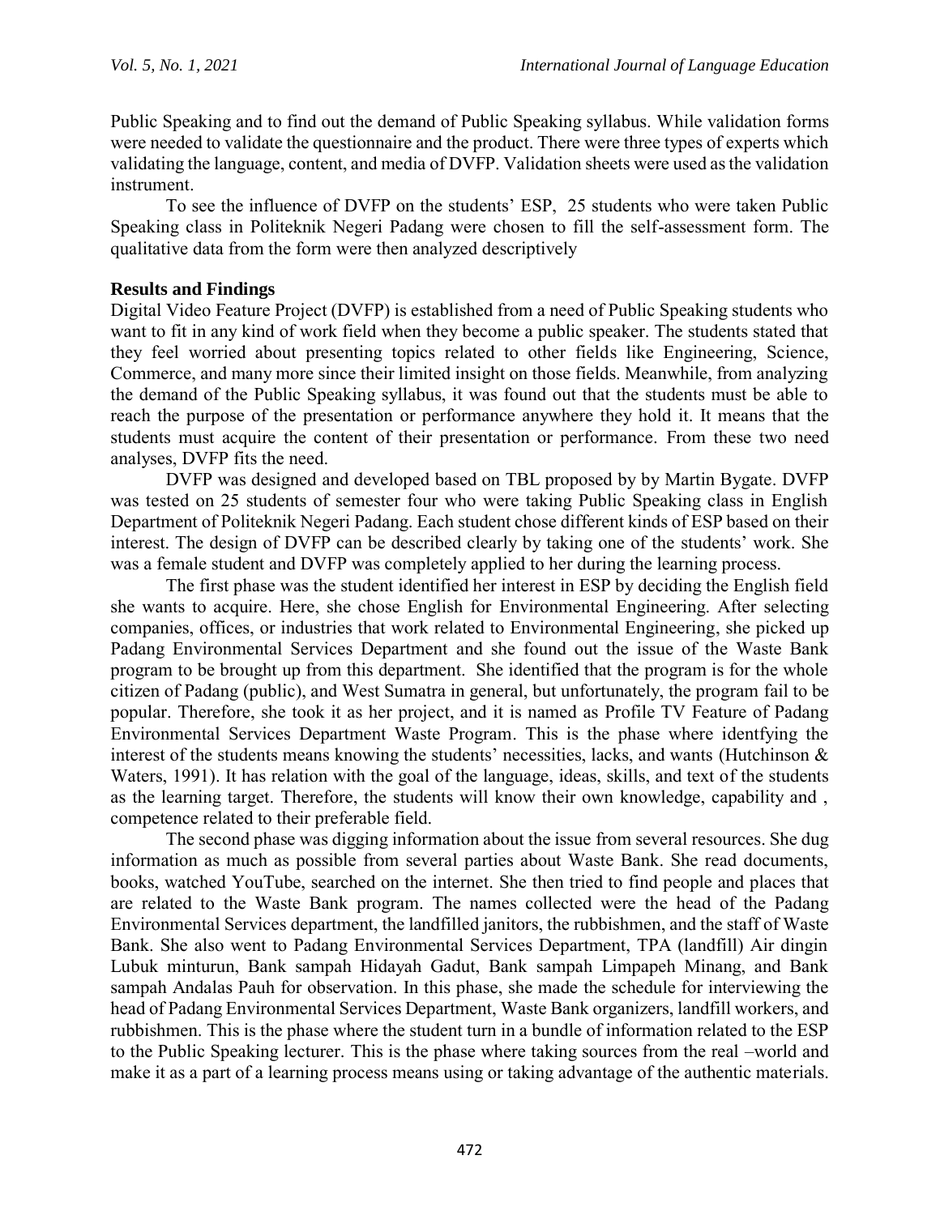Public Speaking and to find out the demand of Public Speaking syllabus. While validation forms were needed to validate the questionnaire and the product. There were three types of experts which validating the language, content, and media of DVFP. Validation sheets were used as the validation instrument.

To see the influence of DVFP on the students' ESP, 25 students who were taken Public Speaking class in Politeknik Negeri Padang were chosen to fill the self-assessment form. The qualitative data from the form were then analyzed descriptively

## Results and Findings

Digital Video Feature Project (DVFP) is established from a need of Public Speaking students who want to fit in any kind of work field when they become a public speaker. The students stated that they feel worried about presenting topics related to other fields like Engineering, Science, Commerce, and many more since their limited insight on those fields. Meanwhile, from analyzing the demand of the Public Speaking syllabus, it was found out that the students must be able to reach the purpose of the presentation or performance anywhere they hold it. It means that the students must acquire the content of their presentation or performance. From these two need analyses, DVFP fits the need.

DVFP was designed and developed based on TBL proposed by by Martin Bygate. DVFP was tested on 25 students of semester four who were taking Public Speaking class in English Department of Politeknik Negeri Padang. Each student chose different kinds of ESP based on their interest. The design of DVFP can be described clearly by taking one of the students' work. She was a female student and DVFP was completely applied to her during the learning process.

The first phase was the student identified her interest in ESP by deciding the English field she wants to acquire. Here, she chose English for Environmental Engineering. After selecting companies, offices, or industries that work related to Environmental Engineering, she picked up Padang Environmental Services Department and she found out the issue of the Waste Bank program to be brought up from this department. She identified that the program is for the whole citizen of Padang (public), and West Sumatra in general, but unfortunately, the program fail to be popular. Therefore, she took it as her project, and it is named as Profile TV Feature of Padang Environmental Services Department Waste Program. This is the phase where identfying the interest of the students means knowing the students' necessities, lacks, and wants (Hutchinson & Waters, 1991). It has relation with the goal of the language, ideas, skills, and text of the students as the learning target. Therefore, the students will know their own knowledge, capability and , competence related to their preferable field.

The second phase was digging information about the issue from several resources. She dug information as much as possible from several parties about Waste Bank. She read documents, books, watched YouTube, searched on the internet. She then tried to find people and places that are related to the Waste Bank program. The names collected were the head of the Padang Environmental Services department, the landfilled janitors, the rubbishmen, and the staff of Waste Bank. She also went to Padang Environmental Services Department, TPA (landfill) Air dingin Lubuk minturun, Bank sampah Hidayah Gadut, Bank sampah Limpapeh Minang, and Bank sampah Andalas Pauh for observation. In this phase, she made the schedule for interviewing the head of Padang Environmental Services Department, Waste Bank organizers, landfill workers, and rubbishmen. This is the phase where the student turn in a bundle of information related to the ESP to the Public Speaking lecturer. This is the phase where taking sources from the real –world and make it as a part of a learning process means using or taking advantage of the authentic materials.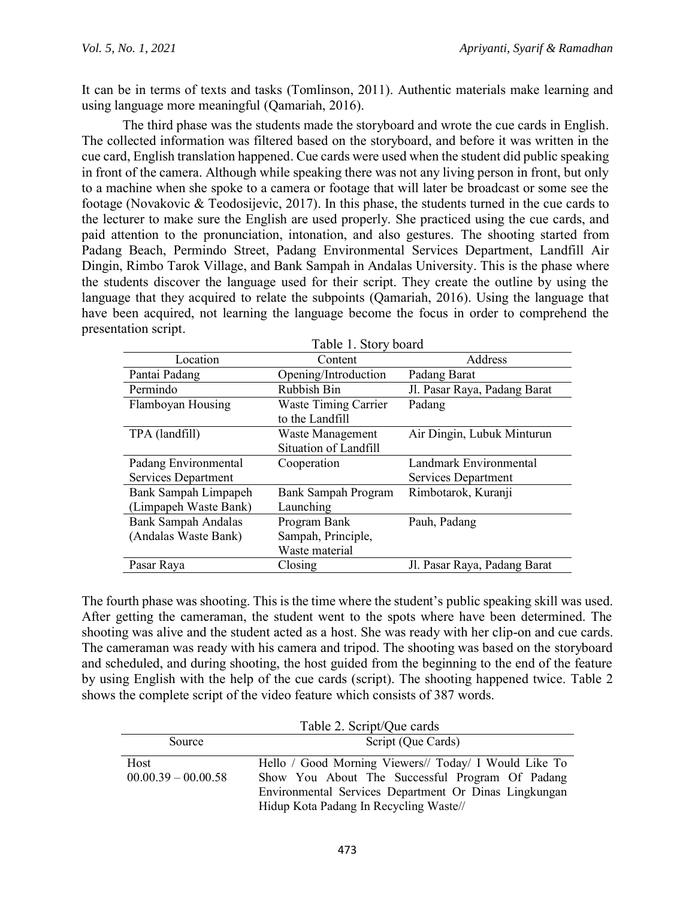It can be in terms of texts and tasks (Tomlinson, 2011). Authentic materials make learning and using language more meaningful (Qamariah, 2016).

The third phase was the students made the storyboard and wrote the cue cards in English. The collected information was filtered based on the storyboard, and before it was written in the cue card, English translation happened. Cue cards were used when the student did public speaking in front of the camera. Although while speaking there was not any living person in front, but only to a machine when she spoke to a camera or footage that will later be broadcast or some see the footage (Novakovic & Teodosijevic, 2017). In this phase, the students turned in the cue cards to the lecturer to make sure the English are used properly. She practiced using the cue cards, and paid attention to the pronunciation, intonation, and also gestures. The shooting started from Padang Beach, Permindo Street, Padang Environmental Services Department, Landfill Air Dingin, Rimbo Tarok Village, and Bank Sampah in Andalas University. This is the phase where the students discover the language used for their script. They create the outline by using the language that they acquired to relate the subpoints (Qamariah, 2016). Using the language that have been acquired, not learning the language become the focus in order to comprehend the presentation script.

Table 1. Story board

| Location | Content | Address |
|---|---|---|
| Pantai Padang | Opening/Introduction | Padang Barat |
| Permindo | Rubbish Bin | Jl. Pasar Raya, Padang Barat |
| Flamboyan Housing | Waste Timing Carrier to the Landfill | Padang |
| TPA (landfill) | Waste Management Situation of Landfill | Air Dingin, Lubuk Minturun |
| Padang Environmental Services Department | Cooperation | Landmark Environmental Services Department |
| Bank Sampah Limpapeh (Limpapeh Waste Bank) | Bank Sampah Program Launching | Rimbotarok, Kuranji |
| Bank Sampah Andalas (Andalas Waste Bank) | Program Bank Sampah, Principle, Waste material | Pauh, Padang |
| Pasar Raya | Closing | Jl. Pasar Raya, Padang Barat |

The fourth phase was shooting. This is the time where the student's public speaking skill was used. After getting the cameraman, the student went to the spots where have been determined. The shooting was alive and the student acted as a host. She was ready with her clip-on and cue cards. The cameraman was ready with his camera and tripod. The shooting was based on the storyboard and scheduled, and during shooting, the host guided from the beginning to the end of the feature by using English with the help of the cue cards (script). The shooting happened twice. Table 2 shows the complete script of the video feature which consists of 387 words.

Table 2. Script/Que cards

| Source | Script (Que Cards) |
|---|---|
| Host<br>00.00.39 – 00.00.58 | Hello / Good Morning Viewers// Today/ I Would Like To Show You About The Successful Program Of Padang Environmental Services Department Or Dinas Lingkungan Hidup Kota Padang In Recycling Waste// |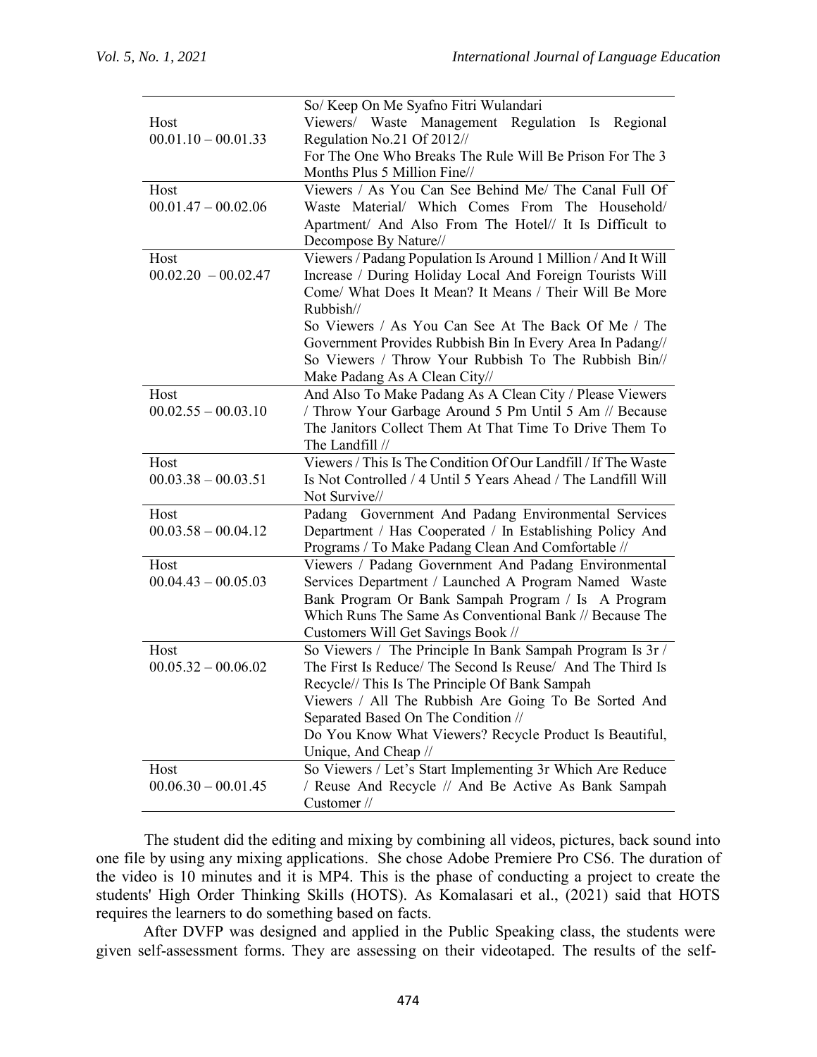| | |
|---|---|
| Host 00.01.10 – 00.01.33 | So/ Keep On Me Syafno Fitri Wulandari Viewers/ Waste Management Regulation Is Regional Regulation No.21 Of 2012// For The One Who Breaks The Rule Will Be Prison For The 3 Months Plus 5 Million Fine// |
| Host 00.01.47 – 00.02.06 | Viewers / As You Can See Behind Me/ The Canal Full Of Waste Material/ Which Comes From The Household/ Apartment/ And Also From The Hotel// It Is Difficult to Decompose By Nature// |
| Host 00.02.20 – 00.02.47 | Viewers / Padang Population Is Around 1 Million / And It Will Increase / During Holiday Local And Foreign Tourists Will Come/ What Does It Mean? It Means / Their Will Be More Rubbish// So Viewers / As You Can See At The Back Of Me / The Government Provides Rubbish Bin In Every Area In Padang// So Viewers / Throw Your Rubbish To The Rubbish Bin// Make Padang As A Clean City// |
| Host 00.02.55 – 00.03.10 | And Also To Make Padang As A Clean City / Please Viewers / Throw Your Garbage Around 5 Pm Until 5 Am // Because The Janitors Collect Them At That Time To Drive Them To The Landfill // |
| Host 00.03.38 – 00.03.51 | Viewers / This Is The Condition Of Our Landfill / If The Waste Is Not Controlled / 4 Until 5 Years Ahead / The Landfill Will Not Survive// |
| Host 00.03.58 – 00.04.12 | Padang Government And Padang Environmental Services Department / Has Cooperated / In Establishing Policy And Programs / To Make Padang Clean And Comfortable // |
| Host 00.04.43 – 00.05.03 | Viewers / Padang Government And Padang Environmental Services Department / Launched A Program Named Waste Bank Program Or Bank Sampah Program / Is A Program Which Runs The Same As Conventional Bank // Because The Customers Will Get Savings Book // |
| Host 00.05.32 – 00.06.02 | So Viewers / The Principle In Bank Sampah Program Is 3r / The First Is Reduce/ The Second Is Reuse/ And The Third Is Recycle// This Is The Principle Of Bank Sampah Viewers / All The Rubbish Are Going To Be Sorted And Separated Based On The Condition // Do You Know What Viewers? Recycle Product Is Beautiful, Unique, And Cheap // |
| Host 00.06.30 – 00.01.45 | So Viewers / Let's Start Implementing 3r Which Are Reduce / Reuse And Recycle // And Be Active As Bank Sampah Customer // |

The student did the editing and mixing by combining all videos, pictures, back sound into one file by using any mixing applications. She chose Adobe Premiere Pro CS6. The duration of the video is 10 minutes and it is MP4. This is the phase of conducting a project to create the students' High Order Thinking Skills (HOTS). As Komalasari et al., (2021) said that HOTS requires the learners to do something based on facts.

After DVFP was designed and applied in the Public Speaking class, the students were given self-assessment forms. They are assessing on their videotaped. The results of the self-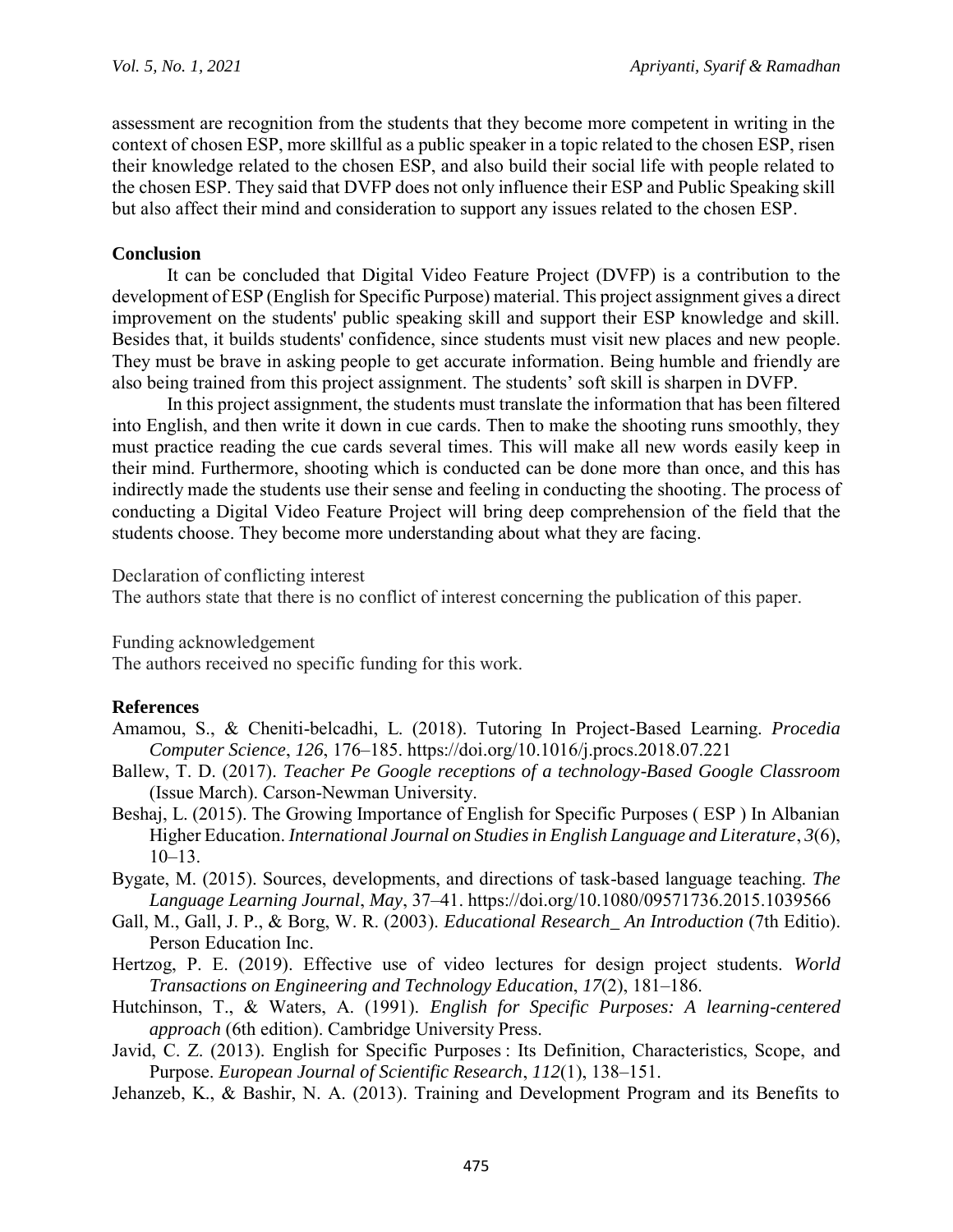assessment are recognition from the students that they become more competent in writing in the context of chosen ESP, more skillful as a public speaker in a topic related to the chosen ESP, risen their knowledge related to the chosen ESP, and also build their social life with people related to the chosen ESP. They said that DVFP does not only influence their ESP and Public Speaking skill but also affect their mind and consideration to support any issues related to the chosen ESP.

## Conclusion

It can be concluded that Digital Video Feature Project (DVFP) is a contribution to the development of ESP (English for Specific Purpose) material. This project assignment gives a direct improvement on the students' public speaking skill and support their ESP knowledge and skill. Besides that, it builds students' confidence, since students must visit new places and new people. They must be brave in asking people to get accurate information. Being humble and friendly are also being trained from this project assignment. The students' soft skill is sharpen in DVFP.

In this project assignment, the students must translate the information that has been filtered into English, and then write it down in cue cards. Then to make the shooting runs smoothly, they must practice reading the cue cards several times. This will make all new words easily keep in their mind. Furthermore, shooting which is conducted can be done more than once, and this has indirectly made the students use their sense and feeling in conducting the shooting. The process of conducting a Digital Video Feature Project will bring deep comprehension of the field that the students choose. They become more understanding about what they are facing.

Declaration of conflicting interest

The authors state that there is no conflict of interest concerning the publication of this paper.

Funding acknowledgement

The authors received no specific funding for this work.

## References

Amamou, S., & Cheniti-belcadhi, L. (2018). Tutoring In Project-Based Learning. *Procedia Computer Science*, *126*, 176–185. https://doi.org/10.1016/j.procs.2018.07.221

Ballew, T. D. (2017). *Teacher Pe Google receptions of a technology-Based Google Classroom* (Issue March). Carson-Newman University.

Beshaj, L. (2015). The Growing Importance of English for Specific Purposes ( ESP ) In Albanian Higher Education. *International Journal on Studies in English Language and Literature*, *3*(6), 10–13.

Bygate, M. (2015). Sources, developments, and directions of task-based language teaching. *The Language Learning Journal*, *May*, 37–41. https://doi.org/10.1080/09571736.2015.1039566

Gall, M., Gall, J. P., & Borg, W. R. (2003). *Educational Research_ An Introduction* (7th Editio). Person Education Inc.

Hertzog, P. E. (2019). Effective use of video lectures for design project students. *World Transactions on Engineering and Technology Education*, *17*(2), 181–186.

Hutchinson, T., & Waters, A. (1991). *English for Specific Purposes: A learning-centered approach* (6th edition). Cambridge University Press.

Javid, C. Z. (2013). English for Specific Purposes : Its Definition, Characteristics, Scope, and Purpose. *European Journal of Scientific Research*, *112*(1), 138–151.

Jehanzeb, K., & Bashir, N. A. (2013). Training and Development Program and its Benefits to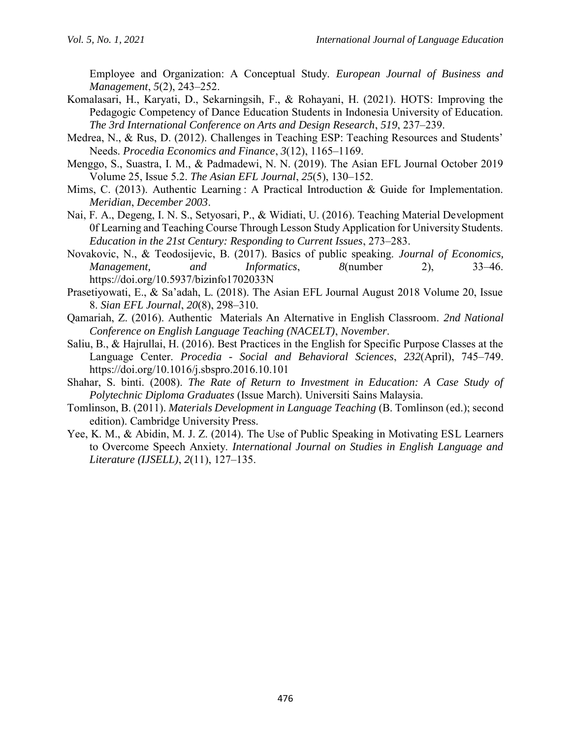Employee and Organization: A Conceptual Study. *European Journal of Business and Management*, *5*(2), 243–252.

Komalasari, H., Karyati, D., Sekarningsih, F., & Rohayani, H. (2021). HOTS: Improving the Pedagogic Competency of Dance Education Students in Indonesia University of Education. *The 3rd International Conference on Arts and Design Research*, *519*, 237–239.

Medrea, N., & Rus, D. (2012). Challenges in Teaching ESP: Teaching Resources and Students' Needs. *Procedia Economics and Finance*, *3*(12), 1165–1169.

Menggo, S., Suastra, I. M., & Padmadewi, N. N. (2019). The Asian EFL Journal October 2019 Volume 25, Issue 5.2. *The Asian EFL Journal*, *25*(5), 130–152.

Mims, C. (2013). Authentic Learning : A Practical Introduction & Guide for Implementation. *Meridian*, *December 2003*.

Nai, F. A., Degeng, I. N. S., Setyosari, P., & Widiati, U. (2016). Teaching Material Development 0f Learning and Teaching Course Through Lesson Study Application for University Students. *Education in the 21st Century: Responding to Current Issues*, 273–283.

Novakovic, N., & Teodosijevic, B. (2017). Basics of public speaking. *Journal of Economics, Management, and Informatics*, *8*(number 2), 33–46. https://doi.org/10.5937/bizinfo1702033N

Prasetiyowati, E., & Sa'adah, L. (2018). The Asian EFL Journal August 2018 Volume 20, Issue 8. *Sian EFL Journal*, *20*(8), 298–310.

Qamariah, Z. (2016). Authentic Materials An Alternative in English Classroom. *2nd National Conference on English Language Teaching (NACELT)*, *November*.

Saliu, B., & Hajrullai, H. (2016). Best Practices in the English for Specific Purpose Classes at the Language Center. *Procedia - Social and Behavioral Sciences*, *232*(April), 745–749. https://doi.org/10.1016/j.sbspro.2016.10.101

Shahar, S. binti. (2008). *The Rate of Return to Investment in Education: A Case Study of Polytechnic Diploma Graduates* (Issue March). Universiti Sains Malaysia.

Tomlinson, B. (2011). *Materials Development in Language Teaching* (B. Tomlinson (ed.); second edition). Cambridge University Press.

Yee, K. M., & Abidin, M. J. Z. (2014). The Use of Public Speaking in Motivating ESL Learners to Overcome Speech Anxiety. *International Journal on Studies in English Language and Literature (IJSELL)*, *2*(11), 127–135.